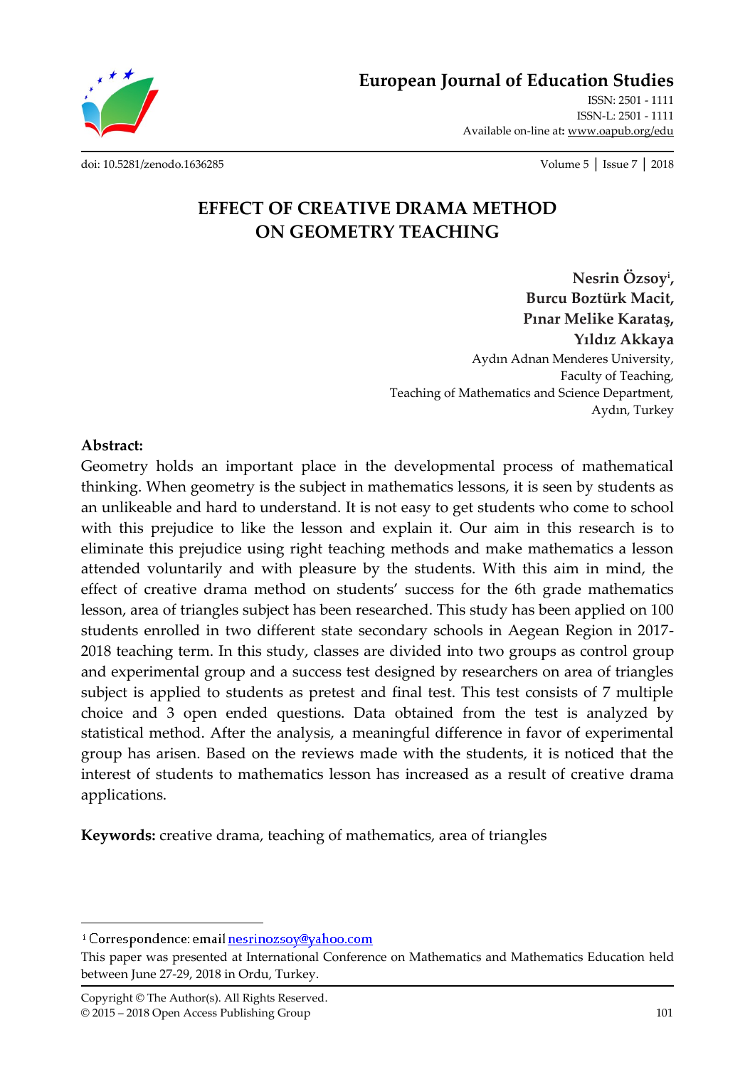European Journal of Education Studies

ISSN: 2501 - 1111
ISSN-L: 2501 - 1111
Available on-line at: www.oapub.org/edu

doi: 10.5281/zenodo.1636285

# EFFECT OF CREATIVE DRAMA METHOD ON GEOMETRY TEACHING

**Nesrin Özsoy[i], Burcu Boztürk Macit, Pınar Melike Karataş, Yıldız Akkaya**

Aydın Adnan Menderes University,
Faculty of Teaching,
Teaching of Mathematics and Science Department,
Aydın, Turkey

**Abstract:**

Geometry holds an important place in the developmental process of mathematical thinking. When geometry is the subject in mathematics lessons, it is seen by students as an unlikeable and hard to understand. It is not easy to get students who come to school with this prejudice to like the lesson and explain it. Our aim in this research is to eliminate this prejudice using right teaching methods and make mathematics a lesson attended voluntarily and with pleasure by the students. With this aim in mind, the effect of creative drama method on students' success for the 6th grade mathematics lesson, area of triangles subject has been researched. This study has been applied on 100 students enrolled in two different state secondary schools in Aegean Region in 2017-2018 teaching term. In this study, classes are divided into two groups as control group and experimental group and a success test designed by researchers on area of triangles subject is applied to students as pretest and final test. This test consists of 7 multiple choice and 3 open ended questions. Data obtained from the test is analyzed by statistical method. After the analysis, a meaningful difference in favor of experimental group has arisen. Based on the reviews made with the students, it is noticed that the interest of students to mathematics lesson has increased as a result of creative drama applications.

**Keywords:** creative drama, teaching of mathematics, area of triangles

---

[i] Correspondence: email nesrinozsoy@yahoo.com

This paper was presented at International Conference on Mathematics and Mathematics Education held between June 27-29, 2018 in Ordu, Turkey.

Copyright © The Author(s). All Rights Reserved.
© 2015 – 2018 Open Access Publishing Group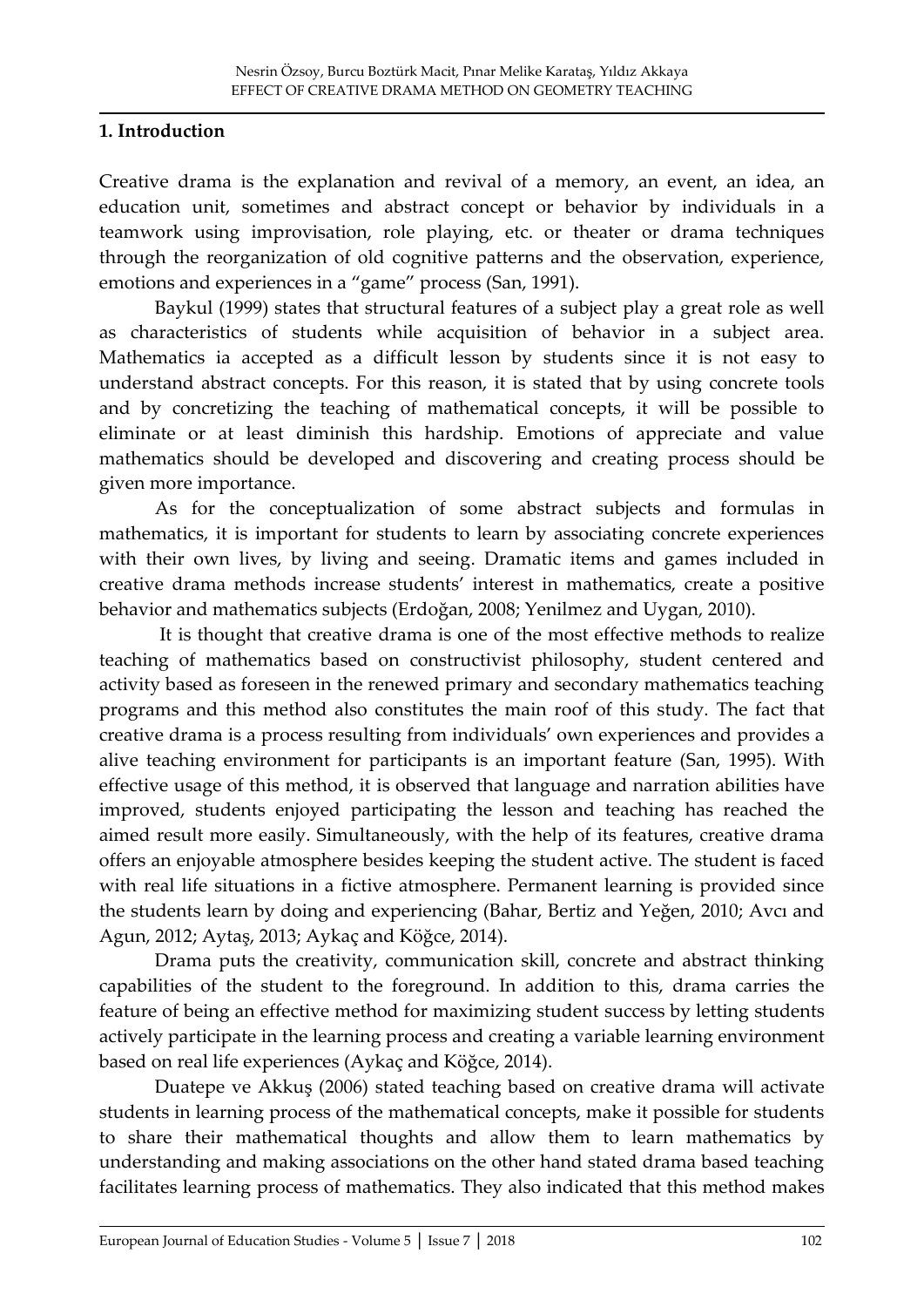## 1. Introduction

Creative drama is the explanation and revival of a memory, an event, an idea, an education unit, sometimes and abstract concept or behavior by individuals in a teamwork using improvisation, role playing, etc. or theater or drama techniques through the reorganization of old cognitive patterns and the observation, experience, emotions and experiences in a "game" process (San, 1991).

Baykul (1999) states that structural features of a subject play a great role as well as characteristics of students while acquisition of behavior in a subject area. Mathematics ia accepted as a difficult lesson by students since it is not easy to understand abstract concepts. For this reason, it is stated that by using concrete tools and by concretizing the teaching of mathematical concepts, it will be possible to eliminate or at least diminish this hardship. Emotions of appreciate and value mathematics should be developed and discovering and creating process should be given more importance.

As for the conceptualization of some abstract subjects and formulas in mathematics, it is important for students to learn by associating concrete experiences with their own lives, by living and seeing. Dramatic items and games included in creative drama methods increase students' interest in mathematics, create a positive behavior and mathematics subjects (Erdoğan, 2008; Yenilmez and Uygan, 2010).

It is thought that creative drama is one of the most effective methods to realize teaching of mathematics based on constructivist philosophy, student centered and activity based as foreseen in the renewed primary and secondary mathematics teaching programs and this method also constitutes the main roof of this study. The fact that creative drama is a process resulting from individuals' own experiences and provides a alive teaching environment for participants is an important feature (San, 1995). With effective usage of this method, it is observed that language and narration abilities have improved, students enjoyed participating the lesson and teaching has reached the aimed result more easily. Simultaneously, with the help of its features, creative drama offers an enjoyable atmosphere besides keeping the student active. The student is faced with real life situations in a fictive atmosphere. Permanent learning is provided since the students learn by doing and experiencing (Bahar, Bertiz and Yeğen, 2010; Avcı and Agun, 2012; Aytaş, 2013; Aykaç and Köğce, 2014).

Drama puts the creativity, communication skill, concrete and abstract thinking capabilities of the student to the foreground. In addition to this, drama carries the feature of being an effective method for maximizing student success by letting students actively participate in the learning process and creating a variable learning environment based on real life experiences (Aykaç and Köğce, 2014).

Duatepe ve Akkuş (2006) stated teaching based on creative drama will activate students in learning process of the mathematical concepts, make it possible for students to share their mathematical thoughts and allow them to learn mathematics by understanding and making associations on the other hand stated drama based teaching facilitates learning process of mathematics. They also indicated that this method makes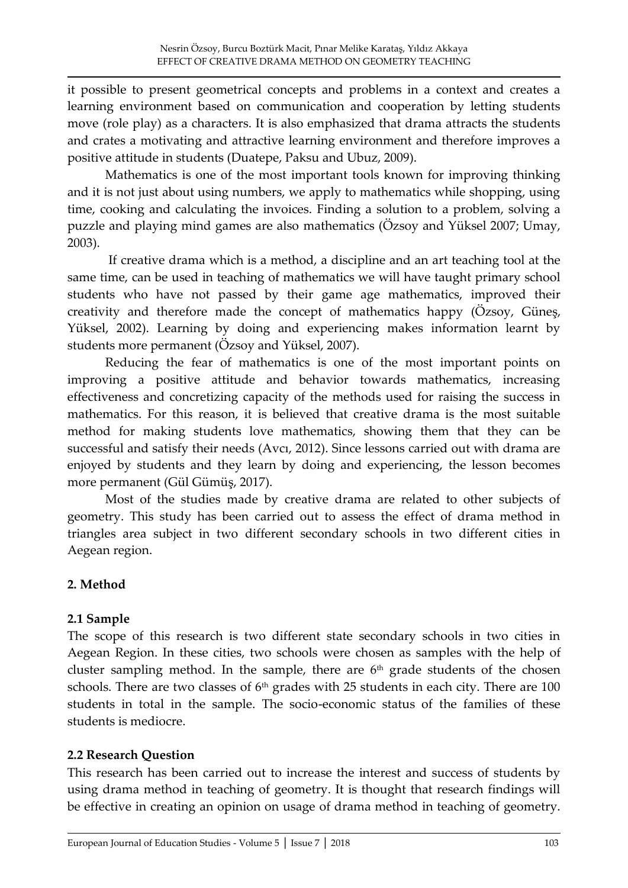it possible to present geometrical concepts and problems in a context and creates a learning environment based on communication and cooperation by letting students move (role play) as a characters. It is also emphasized that drama attracts the students and crates a motivating and attractive learning environment and therefore improves a positive attitude in students (Duatepe, Paksu and Ubuz, 2009).

Mathematics is one of the most important tools known for improving thinking and it is not just about using numbers, we apply to mathematics while shopping, using time, cooking and calculating the invoices. Finding a solution to a problem, solving a puzzle and playing mind games are also mathematics (Özsoy and Yüksel 2007; Umay, 2003).

If creative drama which is a method, a discipline and an art teaching tool at the same time, can be used in teaching of mathematics we will have taught primary school students who have not passed by their game age mathematics, improved their creativity and therefore made the concept of mathematics happy (Özsoy, Güneş, Yüksel, 2002). Learning by doing and experiencing makes information learnt by students more permanent (Özsoy and Yüksel, 2007).

Reducing the fear of mathematics is one of the most important points on improving a positive attitude and behavior towards mathematics, increasing effectiveness and concretizing capacity of the methods used for raising the success in mathematics. For this reason, it is believed that creative drama is the most suitable method for making students love mathematics, showing them that they can be successful and satisfy their needs (Avcı, 2012). Since lessons carried out with drama are enjoyed by students and they learn by doing and experiencing, the lesson becomes more permanent (Gül Gümüş, 2017).

Most of the studies made by creative drama are related to other subjects of geometry. This study has been carried out to assess the effect of drama method in triangles area subject in two different secondary schools in two different cities in Aegean region.

## 2. Method

### 2.1 Sample

The scope of this research is two different state secondary schools in two cities in Aegean Region. In these cities, two schools were chosen as samples with the help of cluster sampling method. In the sample, there are 6th grade students of the chosen schools. There are two classes of 6th grades with 25 students in each city. There are 100 students in total in the sample. The socio-economic status of the families of these students is mediocre.

### 2.2 Research Question

This research has been carried out to increase the interest and success of students by using drama method in teaching of geometry. It is thought that research findings will be effective in creating an opinion on usage of drama method in teaching of geometry.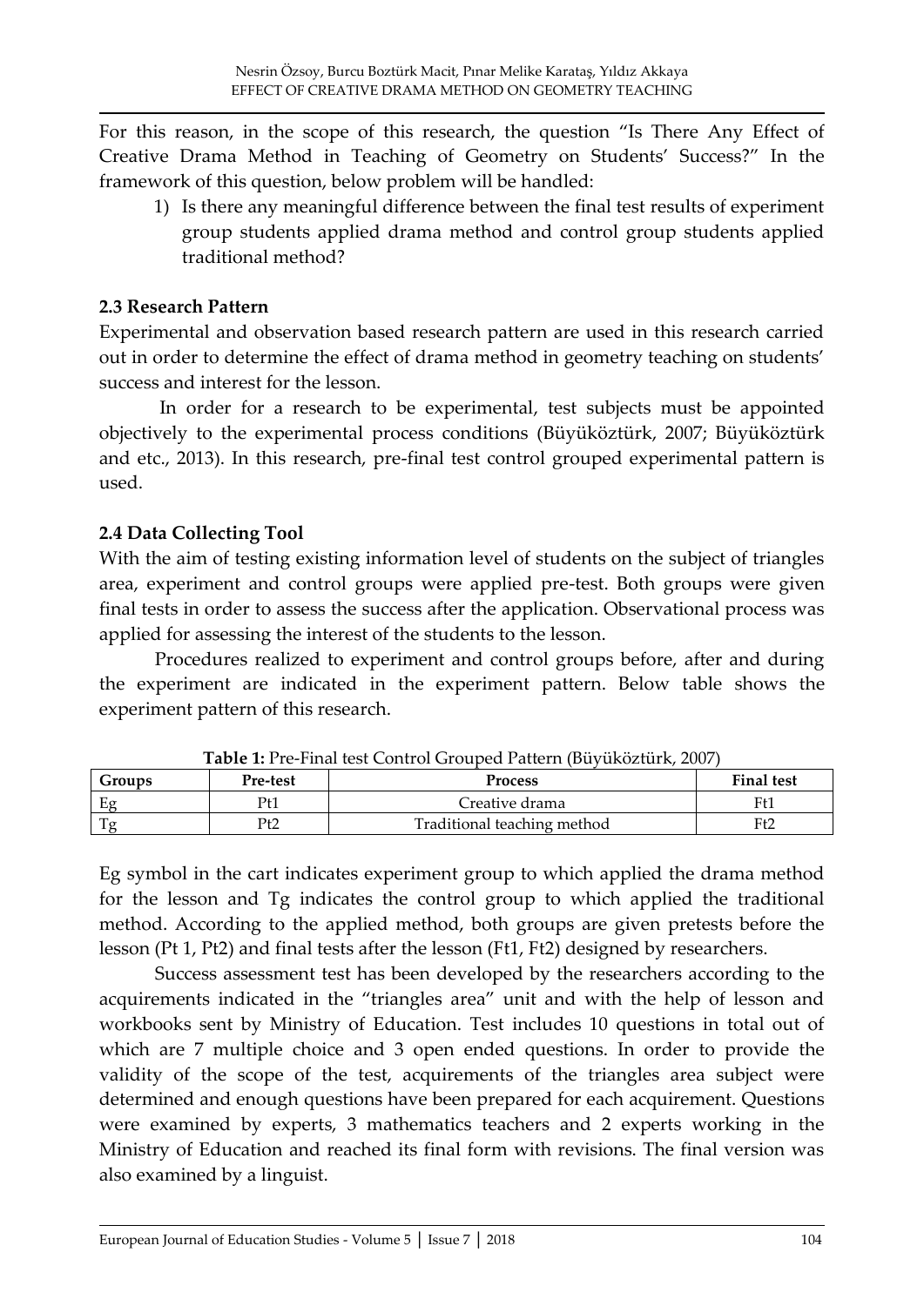For this reason, in the scope of this research, the question "Is There Any Effect of Creative Drama Method in Teaching of Geometry on Students' Success?" In the framework of this question, below problem will be handled:

1) Is there any meaningful difference between the final test results of experiment group students applied drama method and control group students applied traditional method?

### 2.3 Research Pattern

Experimental and observation based research pattern are used in this research carried out in order to determine the effect of drama method in geometry teaching on students' success and interest for the lesson.

In order for a research to be experimental, test subjects must be appointed objectively to the experimental process conditions (Büyüköztürk, 2007; Büyüköztürk and etc., 2013). In this research, pre-final test control grouped experimental pattern is used.

### 2.4 Data Collecting Tool

With the aim of testing existing information level of students on the subject of triangles area, experiment and control groups were applied pre-test. Both groups were given final tests in order to assess the success after the application. Observational process was applied for assessing the interest of the students to the lesson.

Procedures realized to experiment and control groups before, after and during the experiment are indicated in the experiment pattern. Below table shows the experiment pattern of this research.

**Table 1:** Pre-Final test Control Grouped Pattern (Büyüköztürk, 2007)

| Groups | Pre-test | Process | Final test |
|---|---|---|---|
| Eg | Pt1 | Creative drama | Ft1 |
| Tg | Pt2 | Traditional teaching method | Ft2 |

Eg symbol in the cart indicates experiment group to which applied the drama method for the lesson and Tg indicates the control group to which applied the traditional method. According to the applied method, both groups are given pretests before the lesson (Pt 1, Pt2) and final tests after the lesson (Ft1, Ft2) designed by researchers.

Success assessment test has been developed by the researchers according to the acquirements indicated in the "triangles area" unit and with the help of lesson and workbooks sent by Ministry of Education. Test includes 10 questions in total out of which are 7 multiple choice and 3 open ended questions. In order to provide the validity of the scope of the test, acquirements of the triangles area subject were determined and enough questions have been prepared for each acquirement. Questions were examined by experts, 3 mathematics teachers and 2 experts working in the Ministry of Education and reached its final form with revisions. The final version was also examined by a linguist.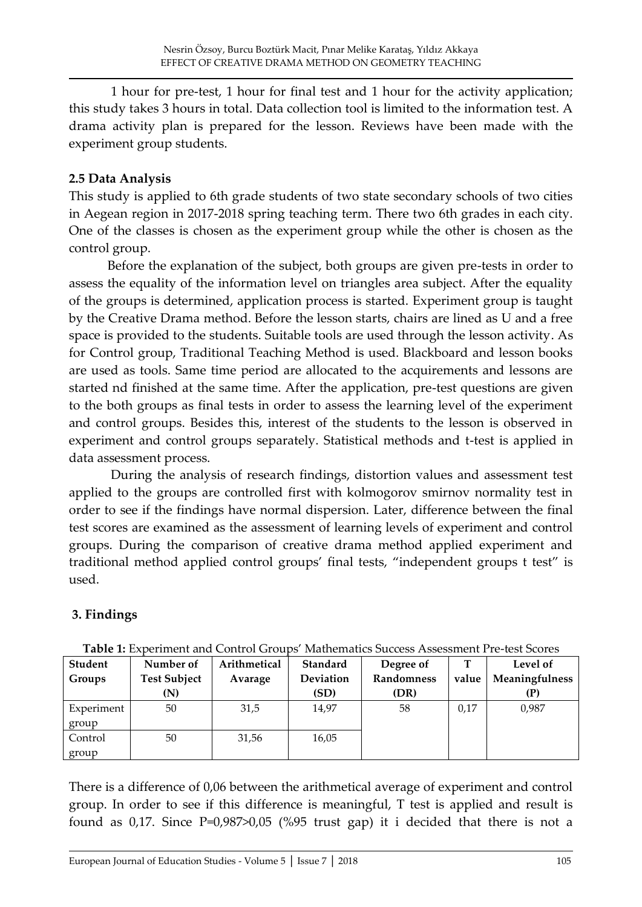1 hour for pre-test, 1 hour for final test and 1 hour for the activity application; this study takes 3 hours in total. Data collection tool is limited to the information test. A drama activity plan is prepared for the lesson. Reviews have been made with the experiment group students.

### 2.5 Data Analysis

This study is applied to 6th grade students of two state secondary schools of two cities in Aegean region in 2017-2018 spring teaching term. There two 6th grades in each city. One of the classes is chosen as the experiment group while the other is chosen as the control group.

Before the explanation of the subject, both groups are given pre-tests in order to assess the equality of the information level on triangles area subject. After the equality of the groups is determined, application process is started. Experiment group is taught by the Creative Drama method. Before the lesson starts, chairs are lined as U and a free space is provided to the students. Suitable tools are used through the lesson activity. As for Control group, Traditional Teaching Method is used. Blackboard and lesson books are used as tools. Same time period are allocated to the acquirements and lessons are started nd finished at the same time. After the application, pre-test questions are given to the both groups as final tests in order to assess the learning level of the experiment and control groups. Besides this, interest of the students to the lesson is observed in experiment and control groups separately. Statistical methods and t-test is applied in data assessment process.

During the analysis of research findings, distortion values and assessment test applied to the groups are controlled first with kolmogorov smirnov normality test in order to see if the findings have normal dispersion. Later, difference between the final test scores are examined as the assessment of learning levels of experiment and control groups. During the comparison of creative drama method applied experiment and traditional method applied control groups' final tests, "independent groups t test" is used.

## 3. Findings

**Table 1:** Experiment and Control Groups' Mathematics Success Assessment Pre-test Scores

| Student Groups | Number of Test Subject (N) | Arithmetical Avarage | Standard Deviation (SD) | Degree of Randomness (DR) | T value | Level of Meaningfulness (P) |
|---|---|---|---|---|---|---|
| Experiment group | 50 | 31,5 | 14,97 | 58 | 0,17 | 0,987 |
| Control group | 50 | 31,56 | 16,05 | | | |

There is a difference of 0,06 between the arithmetical average of experiment and control group. In order to see if this difference is meaningful, T test is applied and result is found as 0,17. Since P=0,987>0,05 (%95 trust gap) it i decided that there is not a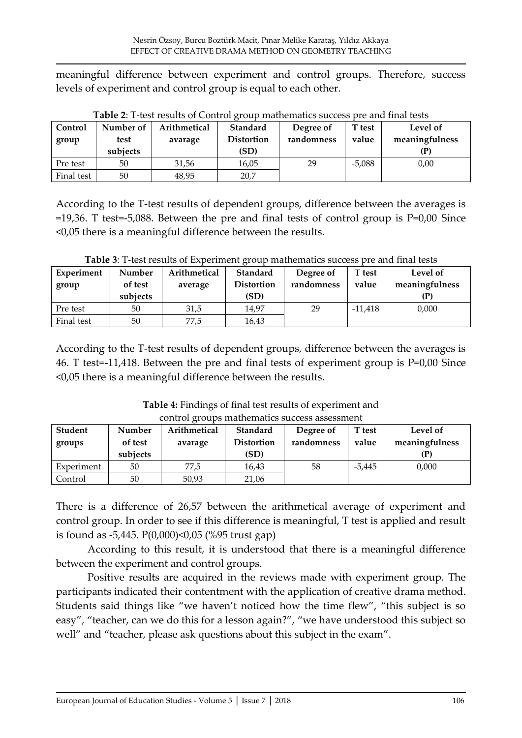meaningful difference between experiment and control groups. Therefore, success levels of experiment and control group is equal to each other.

**Table 2**: T-test results of Control group mathematics success pre and final tests

| Control group | Number of test subjects | Arithmetical avarage | Standard Distortion (SD) | Degree of randomness | T test value | Level of meaningfulness (P) |
|---|---|---|---|---|---|---|
| Pre test | 50 | 31,56 | 16,05 | 29 | -5,088 | 0,00 |
| Final test | 50 | 48,95 | 20,7 | | | |

According to the T-test results of dependent groups, difference between the averages is =19,36. T test=-5,088. Between the pre and final tests of control group is P=0,00 Since <0,05 there is a meaningful difference between the results.

**Table 3**: T-test results of Experiment group mathematics success pre and final tests

| Experiment group | Number of test subjects | Arithmetical average | Standard Distortion (SD) | Degree of randomness | T test value | Level of meaningfulness (P) |
|---|---|---|---|---|---|---|
| Pre test | 50 | 31,5 | 14,97 | 29 | -11,418 | 0,000 |
| Final test | 50 | 77,5 | 16,43 | | | |

According to the T-test results of dependent groups, difference between the averages is 46. T test=-11,418. Between the pre and final tests of experiment group is P=0,00 Since <0,05 there is a meaningful difference between the results.

**Table 4:** Findings of final test results of experiment and control groups mathematics success assessment

| Student groups | Number of test subjects | Arithmetical avarage | Standard Distortion (SD) | Degree of randomness | T test value | Level of meaningfulness (P) |
|---|---|---|---|---|---|---|
| Experiment | 50 | 77,5 | 16,43 | 58 | -5,445 | 0,000 |
| Control | 50 | 50,93 | 21,06 | | | |

There is a difference of 26,57 between the arithmetical average of experiment and control group. In order to see if this difference is meaningful, T test is applied and result is found as -5,445. P(0,000)<0,05 (%95 trust gap)

According to this result, it is understood that there is a meaningful difference between the experiment and control groups.

Positive results are acquired in the reviews made with experiment group. The participants indicated their contentment with the application of creative drama method. Students said things like "we haven't noticed how the time flew", "this subject is so easy", "teacher, can we do this for a lesson again?", "we have understood this subject so well" and "teacher, please ask questions about this subject in the exam".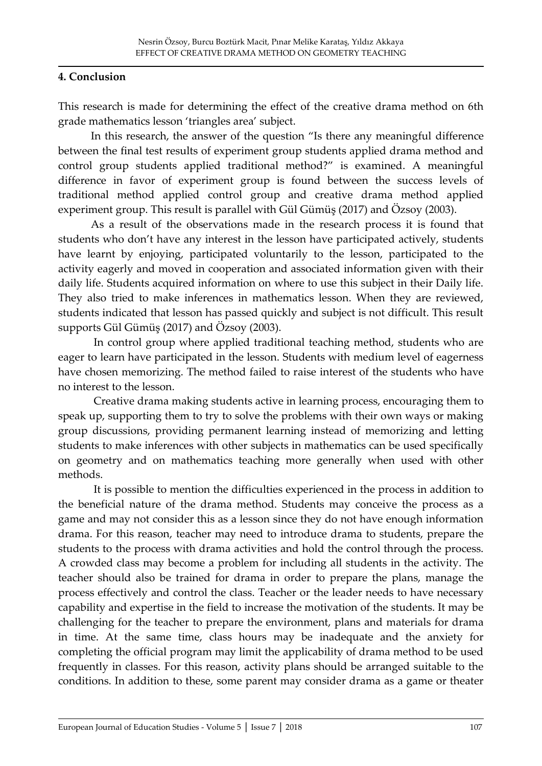## 4. Conclusion

This research is made for determining the effect of the creative drama method on 6th grade mathematics lesson 'triangles area' subject.

In this research, the answer of the question "Is there any meaningful difference between the final test results of experiment group students applied drama method and control group students applied traditional method?" is examined. A meaningful difference in favor of experiment group is found between the success levels of traditional method applied control group and creative drama method applied experiment group. This result is parallel with Gül Gümüş (2017) and Özsoy (2003).

As a result of the observations made in the research process it is found that students who don't have any interest in the lesson have participated actively, students have learnt by enjoying, participated voluntarily to the lesson, participated to the activity eagerly and moved in cooperation and associated information given with their daily life. Students acquired information on where to use this subject in their Daily life. They also tried to make inferences in mathematics lesson. When they are reviewed, students indicated that lesson has passed quickly and subject is not difficult. This result supports Gül Gümüş (2017) and Özsoy (2003).

In control group where applied traditional teaching method, students who are eager to learn have participated in the lesson. Students with medium level of eagerness have chosen memorizing. The method failed to raise interest of the students who have no interest to the lesson.

Creative drama making students active in learning process, encouraging them to speak up, supporting them to try to solve the problems with their own ways or making group discussions, providing permanent learning instead of memorizing and letting students to make inferences with other subjects in mathematics can be used specifically on geometry and on mathematics teaching more generally when used with other methods.

It is possible to mention the difficulties experienced in the process in addition to the beneficial nature of the drama method. Students may conceive the process as a game and may not consider this as a lesson since they do not have enough information drama. For this reason, teacher may need to introduce drama to students, prepare the students to the process with drama activities and hold the control through the process. A crowded class may become a problem for including all students in the activity. The teacher should also be trained for drama in order to prepare the plans, manage the process effectively and control the class. Teacher or the leader needs to have necessary capability and expertise in the field to increase the motivation of the students. It may be challenging for the teacher to prepare the environment, plans and materials for drama in time. At the same time, class hours may be inadequate and the anxiety for completing the official program may limit the applicability of drama method to be used frequently in classes. For this reason, activity plans should be arranged suitable to the conditions. In addition to these, some parent may consider drama as a game or theater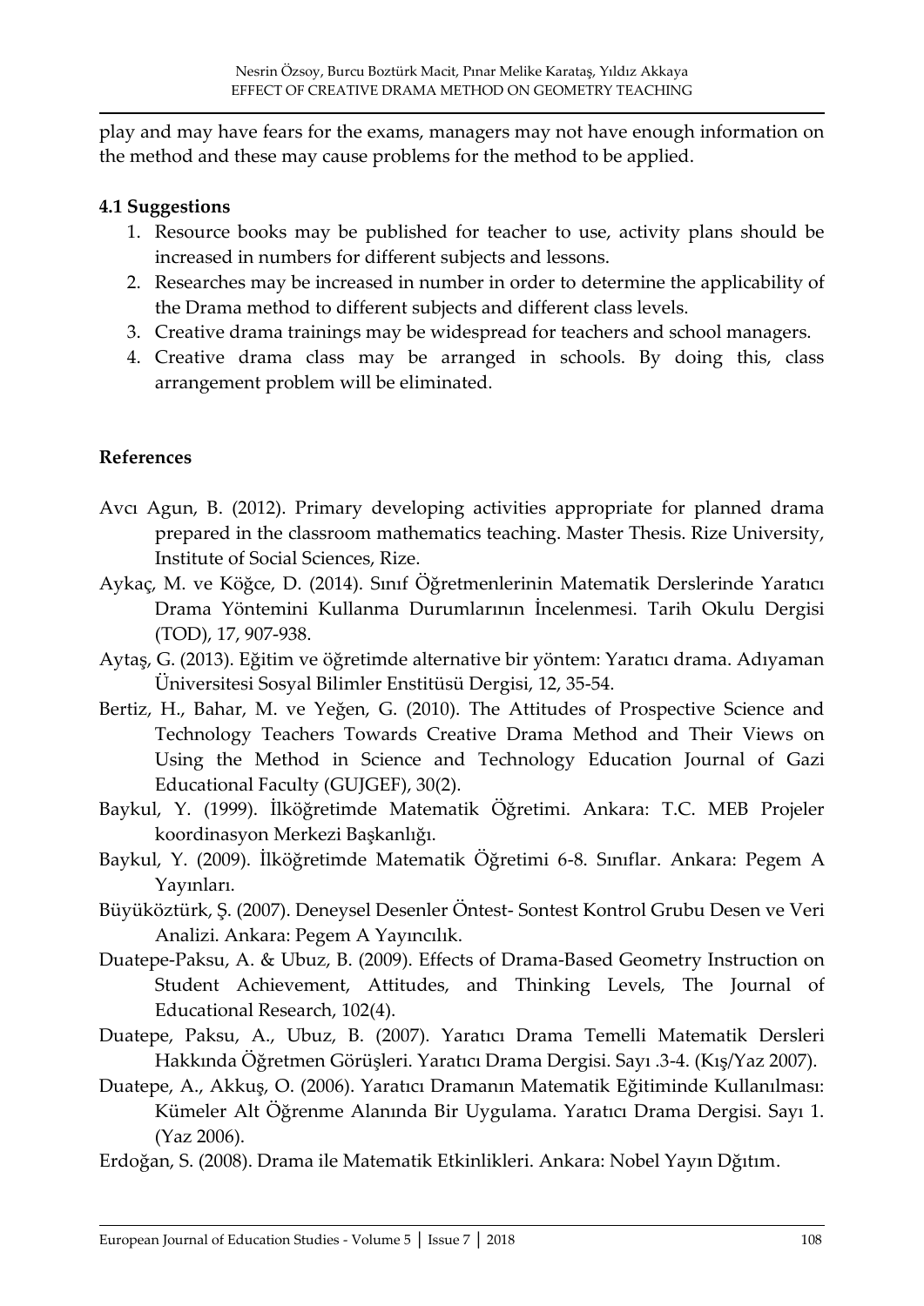play and may have fears for the exams, managers may not have enough information on the method and these may cause problems for the method to be applied.

### 4.1 Suggestions

1. Resource books may be published for teacher to use, activity plans should be increased in numbers for different subjects and lessons.
2. Researches may be increased in number in order to determine the applicability of the Drama method to different subjects and different class levels.
3. Creative drama trainings may be widespread for teachers and school managers.
4. Creative drama class may be arranged in schools. By doing this, class arrangement problem will be eliminated.

## References

Avcı Agun, B. (2012). Primary developing activities appropriate for planned drama prepared in the classroom mathematics teaching. Master Thesis. Rize University, Institute of Social Sciences, Rize.

Aykaç, M. ve Köğce, D. (2014). Sınıf Öğretmenlerinin Matematik Derslerinde Yaratıcı Drama Yöntemini Kullanma Durumlarının İncelenmesi. Tarih Okulu Dergisi (TOD), 17, 907-938.

Aytaş, G. (2013). Eğitim ve öğretimde alternative bir yöntem: Yaratıcı drama. Adıyaman Üniversitesi Sosyal Bilimler Enstitüsü Dergisi, 12, 35-54.

Bertiz, H., Bahar, M. ve Yeğen, G. (2010). The Attitudes of Prospective Science and Technology Teachers Towards Creative Drama Method and Their Views on Using the Method in Science and Technology Education Journal of Gazi Educational Faculty (GUJGEF), 30(2).

Baykul, Y. (1999). İlköğretimde Matematik Öğretimi. Ankara: T.C. MEB Projeler koordinasyon Merkezi Başkanlığı.

Baykul, Y. (2009). İlköğretimde Matematik Öğretimi 6-8. Sınıflar. Ankara: Pegem A Yayınları.

Büyüköztürk, Ş. (2007). Deneysel Desenler Öntest- Sontest Kontrol Grubu Desen ve Veri Analizi. Ankara: Pegem A Yayıncılık.

Duatepe-Paksu, A. & Ubuz, B. (2009). Effects of Drama-Based Geometry Instruction on Student Achievement, Attitudes, and Thinking Levels, The Journal of Educational Research, 102(4).

Duatepe, Paksu, A., Ubuz, B. (2007). Yaratıcı Drama Temelli Matematik Dersleri Hakkında Öğretmen Görüşleri. Yaratıcı Drama Dergisi. Sayı .3-4. (Kış/Yaz 2007).

Duatepe, A., Akkuş, O. (2006). Yaratıcı Dramanın Matematik Eğitiminde Kullanılması: Kümeler Alt Öğrenme Alanında Bir Uygulama. Yaratıcı Drama Dergisi. Sayı 1. (Yaz 2006).

Erdoğan, S. (2008). Drama ile Matematik Etkinlikleri. Ankara: Nobel Yayın Dğıtım.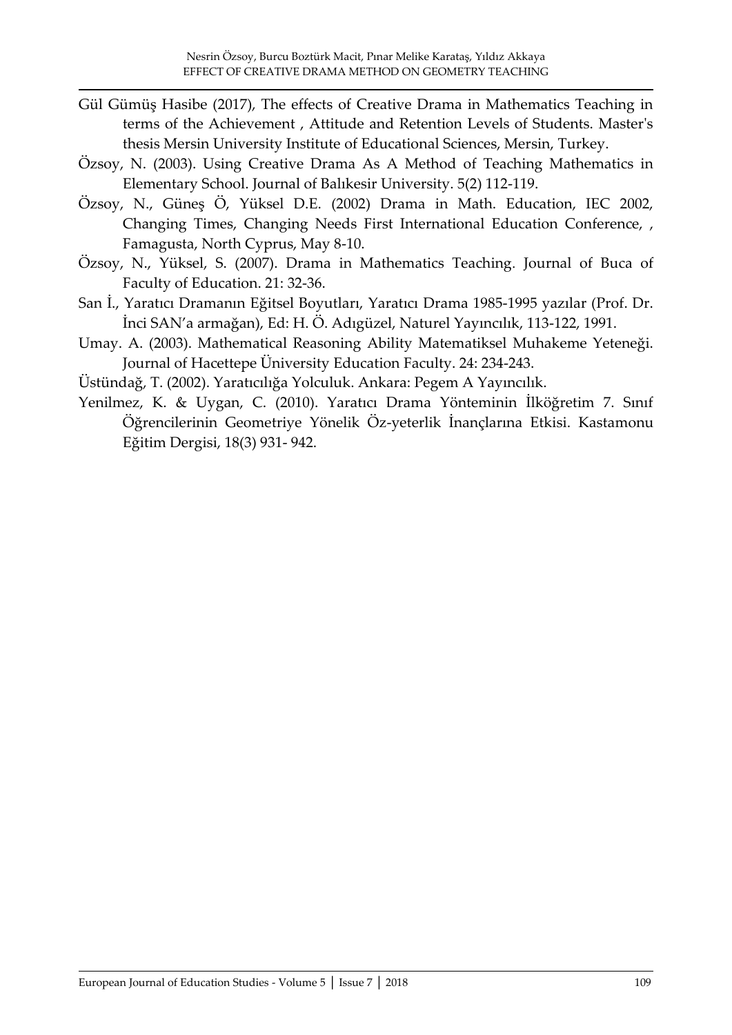Gül Gümüş Hasibe (2017), The effects of Creative Drama in Mathematics Teaching in terms of the Achievement , Attitude and Retention Levels of Students. Master's thesis Mersin University Institute of Educational Sciences, Mersin, Turkey.

Özsoy, N. (2003). Using Creative Drama As A Method of Teaching Mathematics in Elementary School. Journal of Balıkesir University. 5(2) 112-119.

Özsoy, N., Güneş Ö, Yüksel D.E. (2002) Drama in Math. Education, IEC 2002, Changing Times, Changing Needs First International Education Conference, , Famagusta, North Cyprus, May 8-10.

Özsoy, N., Yüksel, S. (2007). Drama in Mathematics Teaching. Journal of Buca of Faculty of Education. 21: 32-36.

San İ., Yaratıcı Dramanın Eğitsel Boyutları, Yaratıcı Drama 1985-1995 yazılar (Prof. Dr. İnci SAN'a armağan), Ed: H. Ö. Adıgüzel, Naturel Yayıncılık, 113-122, 1991.

Umay. A. (2003). Mathematical Reasoning Ability Matematiksel Muhakeme Yeteneği. Journal of Hacettepe Üniversity Education Faculty. 24: 234-243.

Üstündağ, T. (2002). Yaratıcılığa Yolculuk. Ankara: Pegem A Yayıncılık.

Yenilmez, K. & Uygan, C. (2010). Yaratıcı Drama Yönteminin İlköğretim 7. Sınıf Öğrencilerinin Geometriye Yönelik Öz-yeterlik İnançlarına Etkisi. Kastamonu Eğitim Dergisi, 18(3) 931- 942.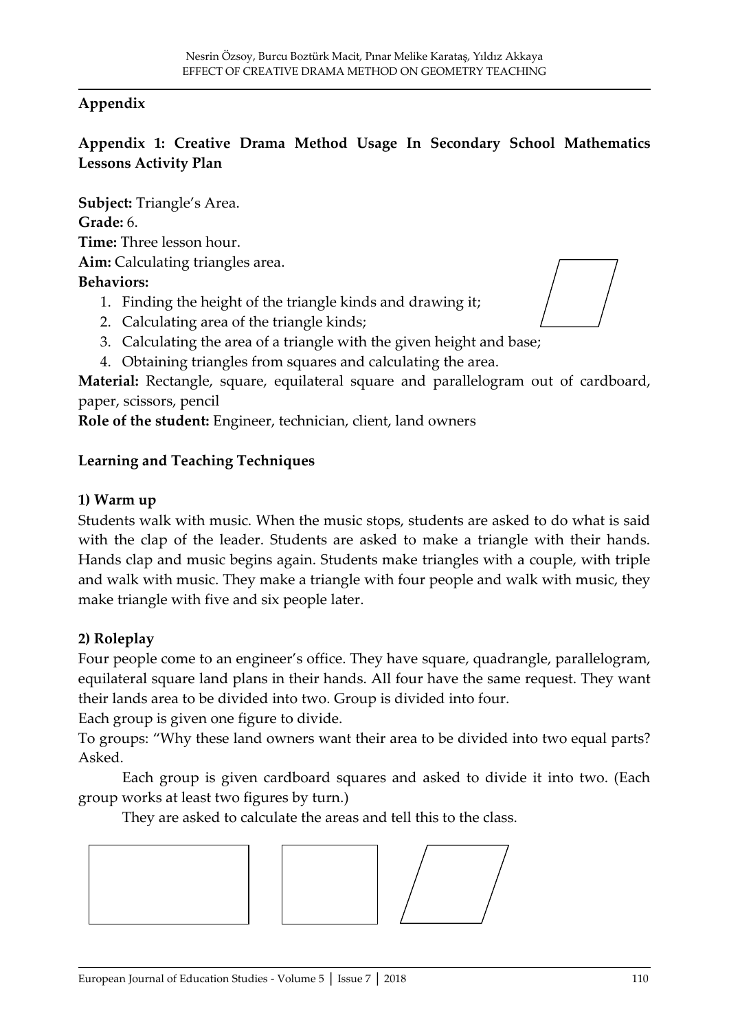## Appendix

### Appendix 1: Creative Drama Method Usage In Secondary School Mathematics Lessons Activity Plan

**Subject:** Triangle's Area.
**Grade:** 6.
**Time:** Three lesson hour.
**Aim:** Calculating triangles area.
**Behaviors:**

1. Finding the height of the triangle kinds and drawing it;
2. Calculating area of the triangle kinds;
3. Calculating the area of a triangle with the given height and base;
4. Obtaining triangles from squares and calculating the area.

**Material:** Rectangle, square, equilateral square and parallelogram out of cardboard, paper, scissors, pencil

**Role of the student:** Engineer, technician, client, land owners

#### Learning and Teaching Techniques

**1) Warm up**

Students walk with music. When the music stops, students are asked to do what is said with the clap of the leader. Students are asked to make a triangle with their hands. Hands clap and music begins again. Students make triangles with a couple, with triple and walk with music. They make a triangle with four people and walk with music, they make triangle with five and six people later.

**2) Roleplay**

Four people come to an engineer's office. They have square, quadrangle, parallelogram, equilateral square land plans in their hands. All four have the same request. They want their lands area to be divided into two. Group is divided into four.

Each group is given one figure to divide.

To groups: "Why these land owners want their area to be divided into two equal parts? Asked.

Each group is given cardboard squares and asked to divide it into two. (Each group works at least two figures by turn.)

They are asked to calculate the areas and tell this to the class.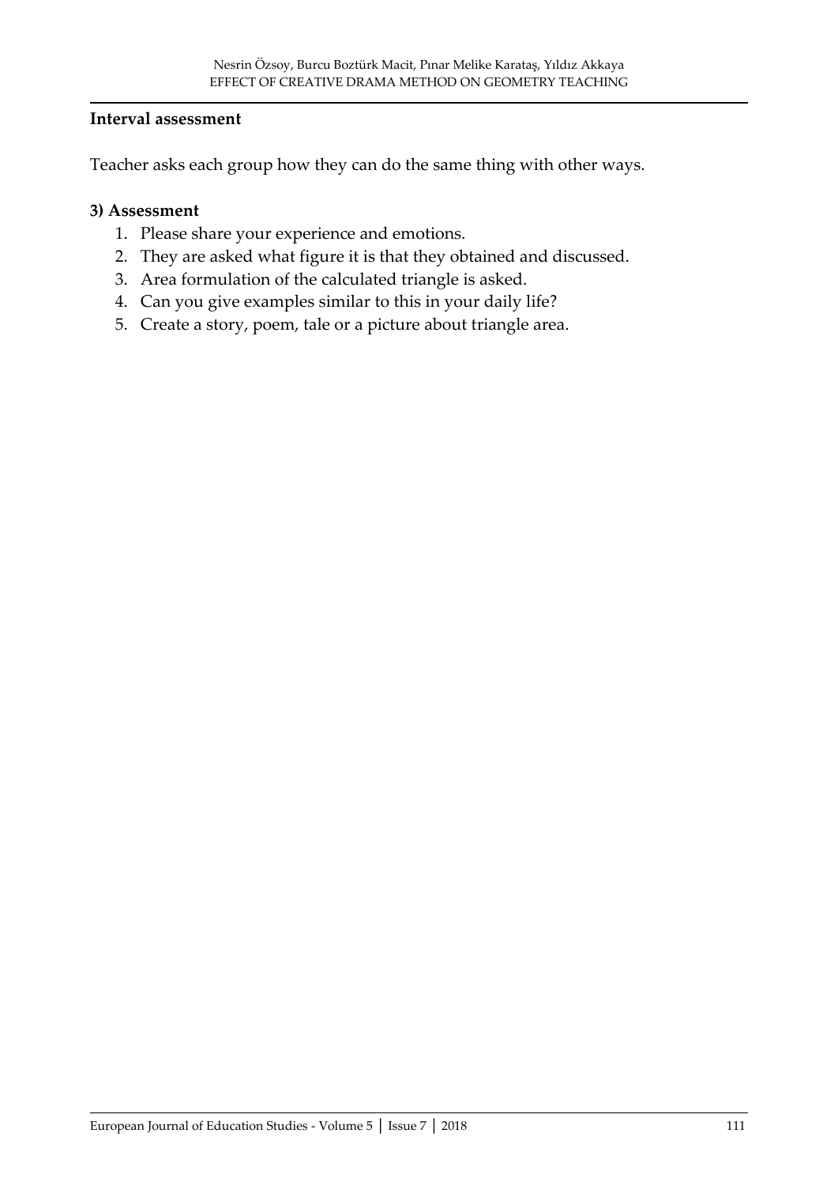**Interval assessment**

Teacher asks each group how they can do the same thing with other ways.

**3) Assessment**

1. Please share your experience and emotions.
2. They are asked what figure it is that they obtained and discussed.
3. Area formulation of the calculated triangle is asked.
4. Can you give examples similar to this in your daily life?
5. Create a story, poem, tale or a picture about triangle area.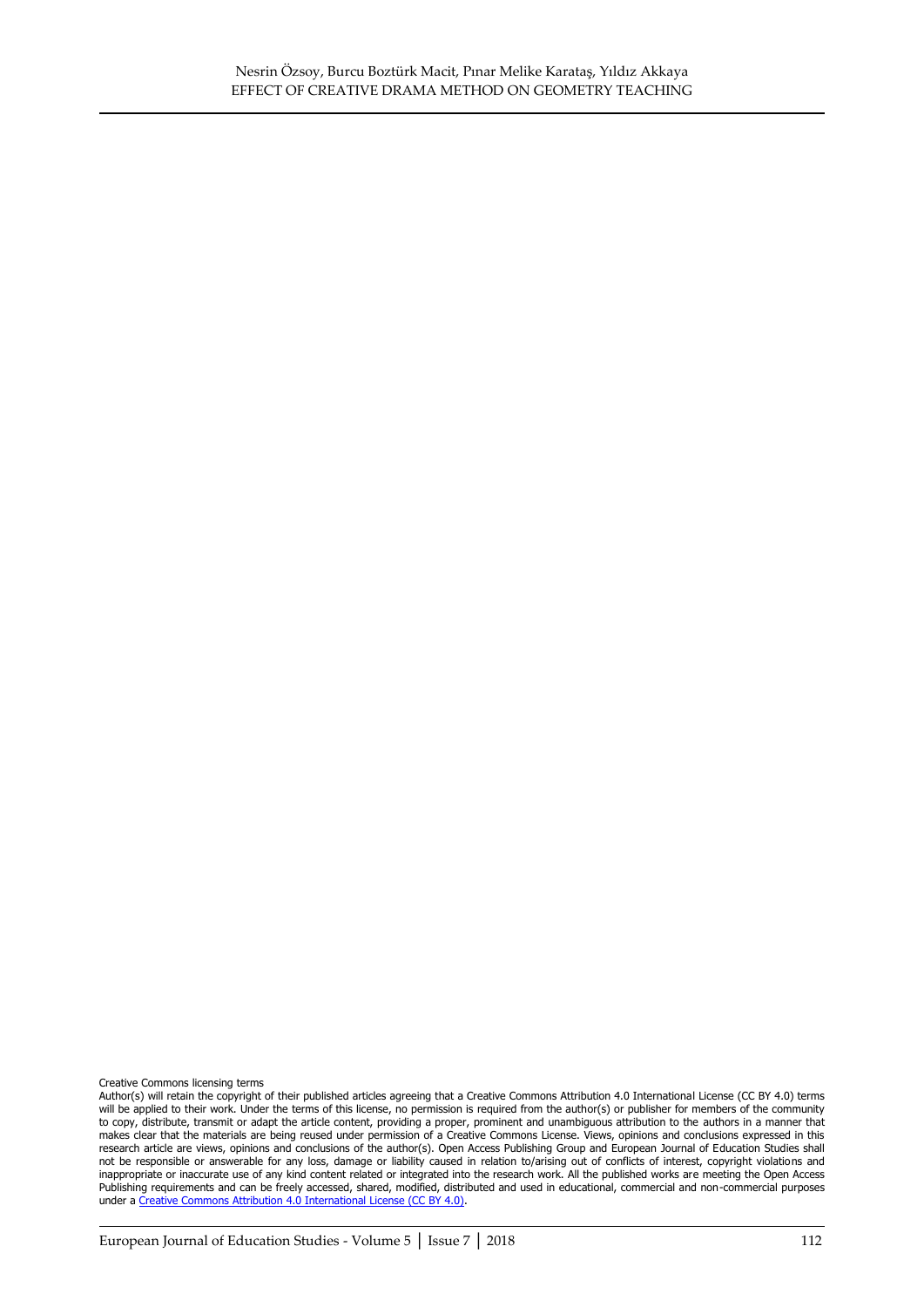Creative Commons licensing terms

Author(s) will retain the copyright of their published articles agreeing that a Creative Commons Attribution 4.0 International License (CC BY 4.0) terms will be applied to their work. Under the terms of this license, no permission is required from the author(s) or publisher for members of the community to copy, distribute, transmit or adapt the article content, providing a proper, prominent and unambiguous attribution to the authors in a manner that makes clear that the materials are being reused under permission of a Creative Commons License. Views, opinions and conclusions expressed in this research article are views, opinions and conclusions of the author(s). Open Access Publishing Group and European Journal of Education Studies shall not be responsible or answerable for any loss, damage or liability caused in relation to/arising out of conflicts of interest, copyright violations and inappropriate or inaccurate use of any kind content related or integrated into the research work. All the published works are meeting the Open Access Publishing requirements and can be freely accessed, shared, modified, distributed and used in educational, commercial and non-commercial purposes under a Creative Commons Attribution 4.0 International License (CC BY 4.0).